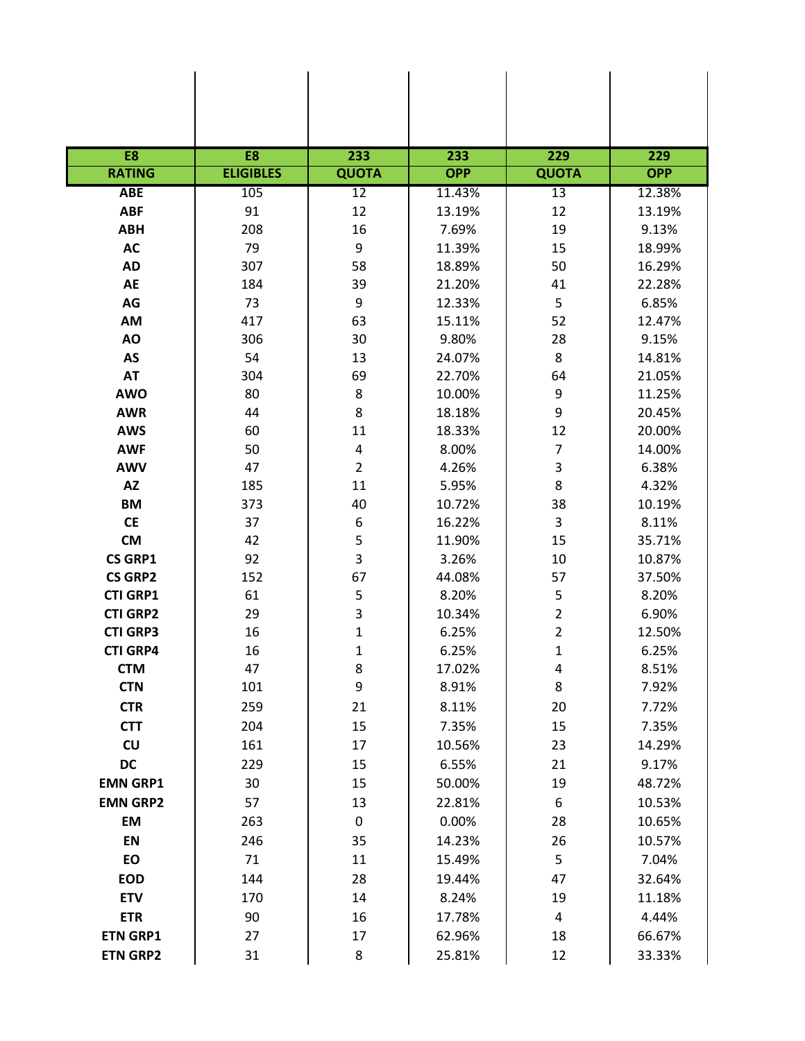| E8 | E8 | 233 | 233 | 229 | 229 |
|---|---|---|---|---|---|
| **RATING** | **ELIGIBLES** | **QUOTA** | **OPP** | **QUOTA** | **OPP** |
| **ABE** | 105 | 12 | 11.43% | 13 | 12.38% |
| **ABF** | 91 | 12 | 13.19% | 12 | 13.19% |
| **ABH** | 208 | 16 | 7.69% | 19 | 9.13% |
| **AC** | 79 | 9 | 11.39% | 15 | 18.99% |
| **AD** | 307 | 58 | 18.89% | 50 | 16.29% |
| **AE** | 184 | 39 | 21.20% | 41 | 22.28% |
| **AG** | 73 | 9 | 12.33% | 5 | 6.85% |
| **AM** | 417 | 63 | 15.11% | 52 | 12.47% |
| **AO** | 306 | 30 | 9.80% | 28 | 9.15% |
| **AS** | 54 | 13 | 24.07% | 8 | 14.81% |
| **AT** | 304 | 69 | 22.70% | 64 | 21.05% |
| **AWO** | 80 | 8 | 10.00% | 9 | 11.25% |
| **AWR** | 44 | 8 | 18.18% | 9 | 20.45% |
| **AWS** | 60 | 11 | 18.33% | 12 | 20.00% |
| **AWF** | 50 | 4 | 8.00% | 7 | 14.00% |
| **AWV** | 47 | 2 | 4.26% | 3 | 6.38% |
| **AZ** | 185 | 11 | 5.95% | 8 | 4.32% |
| **BM** | 373 | 40 | 10.72% | 38 | 10.19% |
| **CE** | 37 | 6 | 16.22% | 3 | 8.11% |
| **CM** | 42 | 5 | 11.90% | 15 | 35.71% |
| **CS GRP1** | 92 | 3 | 3.26% | 10 | 10.87% |
| **CS GRP2** | 152 | 67 | 44.08% | 57 | 37.50% |
| **CTI GRP1** | 61 | 5 | 8.20% | 5 | 8.20% |
| **CTI GRP2** | 29 | 3 | 10.34% | 2 | 6.90% |
| **CTI GRP3** | 16 | 1 | 6.25% | 2 | 12.50% |
| **CTI GRP4** | 16 | 1 | 6.25% | 1 | 6.25% |
| **CTM** | 47 | 8 | 17.02% | 4 | 8.51% |
| **CTN** | 101 | 9 | 8.91% | 8 | 7.92% |
| **CTR** | 259 | 21 | 8.11% | 20 | 7.72% |
| **CTT** | 204 | 15 | 7.35% | 15 | 7.35% |
| **CU** | 161 | 17 | 10.56% | 23 | 14.29% |
| **DC** | 229 | 15 | 6.55% | 21 | 9.17% |
| **EMN GRP1** | 30 | 15 | 50.00% | 19 | 48.72% |
| **EMN GRP2** | 57 | 13 | 22.81% | 6 | 10.53% |
| **EM** | 263 | 0 | 0.00% | 28 | 10.65% |
| **EN** | 246 | 35 | 14.23% | 26 | 10.57% |
| **EO** | 71 | 11 | 15.49% | 5 | 7.04% |
| **EOD** | 144 | 28 | 19.44% | 47 | 32.64% |
| **ETV** | 170 | 14 | 8.24% | 19 | 11.18% |
| **ETR** | 90 | 16 | 17.78% | 4 | 4.44% |
| **ETN GRP1** | 27 | 17 | 62.96% | 18 | 66.67% |
| **ETN GRP2** | 31 | 8 | 25.81% | 12 | 33.33% |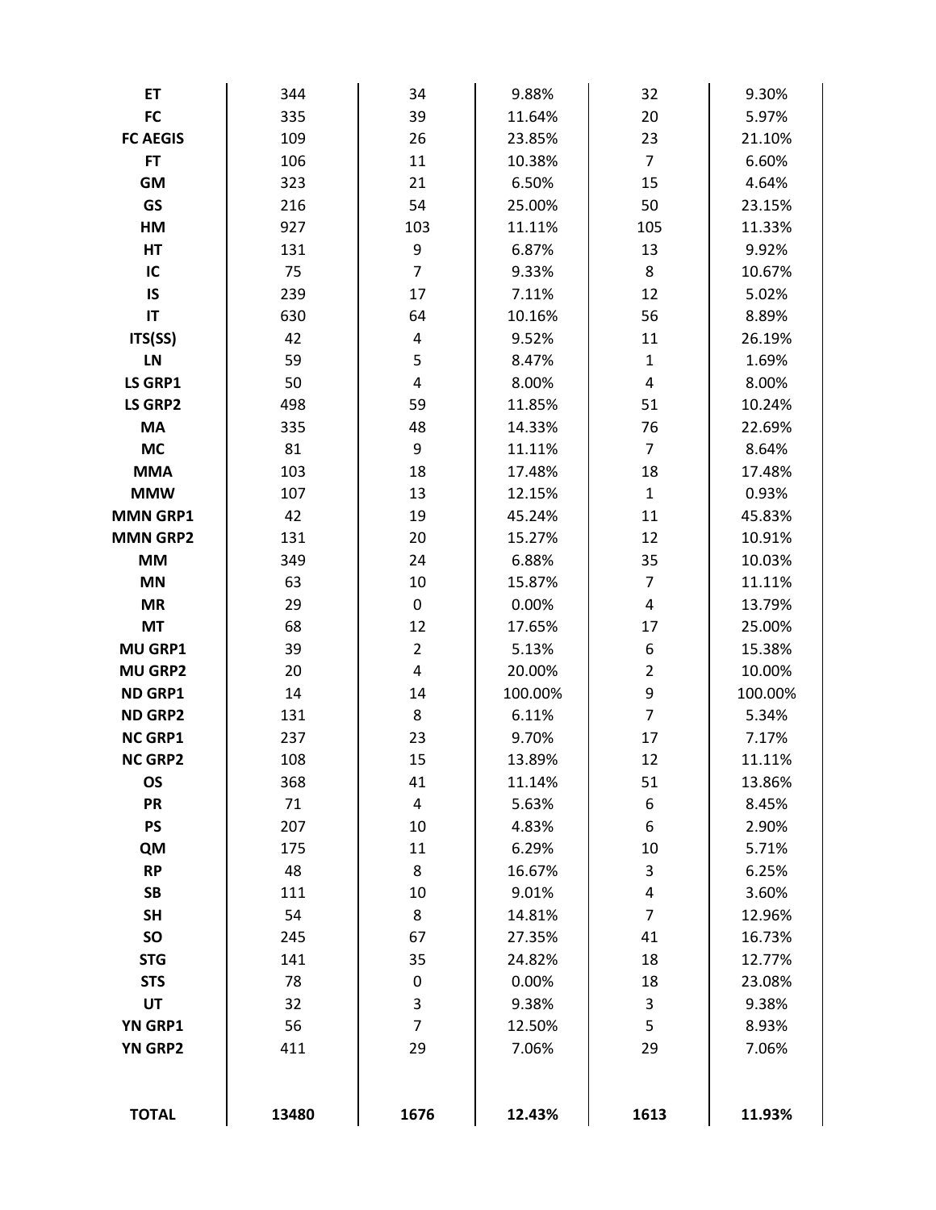| | | | | | |
|---|---|---|---|---|---|
| **ET** | 344 | 34 | 9.88% | 32 | 9.30% |
| **FC** | 335 | 39 | 11.64% | 20 | 5.97% |
| **FC AEGIS** | 109 | 26 | 23.85% | 23 | 21.10% |
| **FT** | 106 | 11 | 10.38% | 7 | 6.60% |
| **GM** | 323 | 21 | 6.50% | 15 | 4.64% |
| **GS** | 216 | 54 | 25.00% | 50 | 23.15% |
| **HM** | 927 | 103 | 11.11% | 105 | 11.33% |
| **HT** | 131 | 9 | 6.87% | 13 | 9.92% |
| **IC** | 75 | 7 | 9.33% | 8 | 10.67% |
| **IS** | 239 | 17 | 7.11% | 12 | 5.02% |
| **IT** | 630 | 64 | 10.16% | 56 | 8.89% |
| **ITS(SS)** | 42 | 4 | 9.52% | 11 | 26.19% |
| **LN** | 59 | 5 | 8.47% | 1 | 1.69% |
| **LS GRP1** | 50 | 4 | 8.00% | 4 | 8.00% |
| **LS GRP2** | 498 | 59 | 11.85% | 51 | 10.24% |
| **MA** | 335 | 48 | 14.33% | 76 | 22.69% |
| **MC** | 81 | 9 | 11.11% | 7 | 8.64% |
| **MMA** | 103 | 18 | 17.48% | 18 | 17.48% |
| **MMW** | 107 | 13 | 12.15% | 1 | 0.93% |
| **MMN GRP1** | 42 | 19 | 45.24% | 11 | 45.83% |
| **MMN GRP2** | 131 | 20 | 15.27% | 12 | 10.91% |
| **MM** | 349 | 24 | 6.88% | 35 | 10.03% |
| **MN** | 63 | 10 | 15.87% | 7 | 11.11% |
| **MR** | 29 | 0 | 0.00% | 4 | 13.79% |
| **MT** | 68 | 12 | 17.65% | 17 | 25.00% |
| **MU GRP1** | 39 | 2 | 5.13% | 6 | 15.38% |
| **MU GRP2** | 20 | 4 | 20.00% | 2 | 10.00% |
| **ND GRP1** | 14 | 14 | 100.00% | 9 | 100.00% |
| **ND GRP2** | 131 | 8 | 6.11% | 7 | 5.34% |
| **NC GRP1** | 237 | 23 | 9.70% | 17 | 7.17% |
| **NC GRP2** | 108 | 15 | 13.89% | 12 | 11.11% |
| **OS** | 368 | 41 | 11.14% | 51 | 13.86% |
| **PR** | 71 | 4 | 5.63% | 6 | 8.45% |
| **PS** | 207 | 10 | 4.83% | 6 | 2.90% |
| **QM** | 175 | 11 | 6.29% | 10 | 5.71% |
| **RP** | 48 | 8 | 16.67% | 3 | 6.25% |
| **SB** | 111 | 10 | 9.01% | 4 | 3.60% |
| **SH** | 54 | 8 | 14.81% | 7 | 12.96% |
| **SO** | 245 | 67 | 27.35% | 41 | 16.73% |
| **STG** | 141 | 35 | 24.82% | 18 | 12.77% |
| **STS** | 78 | 0 | 0.00% | 18 | 23.08% |
| **UT** | 32 | 3 | 9.38% | 3 | 9.38% |
| **YN GRP1** | 56 | 7 | 12.50% | 5 | 8.93% |
| **YN GRP2** | 411 | 29 | 7.06% | 29 | 7.06% |
| | | | | | |
| **TOTAL** | **13480** | **1676** | **12.43%** | **1613** | **11.93%** |